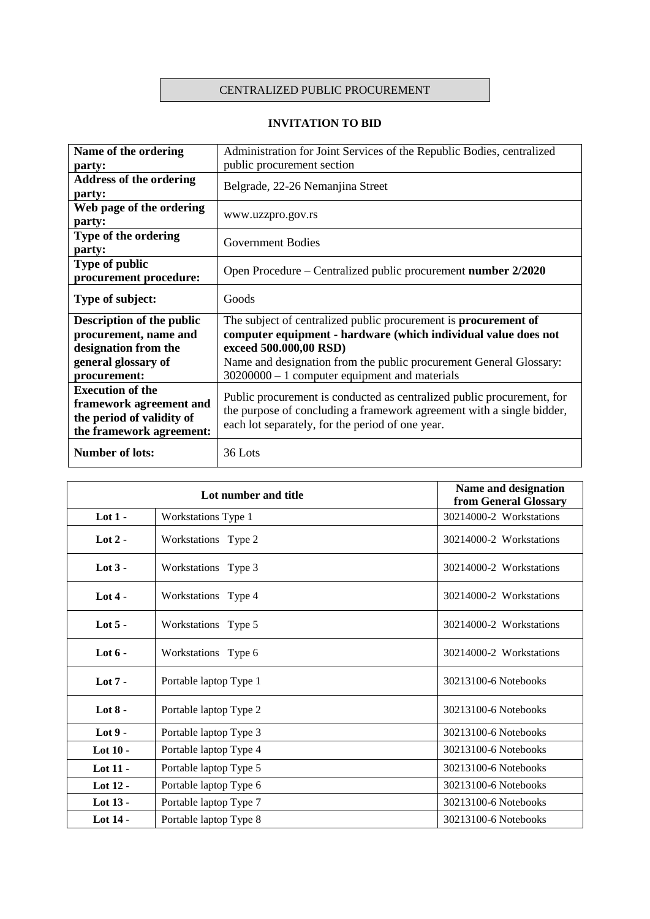CENTRALIZED PUBLIC PROCUREMENT

## INVITATION TO BID

| | |
|---|---|
| **Name of the ordering party:** | Administration for Joint Services of the Republic Bodies, centralized public procurement section |
| **Address of the ordering party:** | Belgrade, 22-26 Nemanjina Street |
| **Web page of the ordering party:** | www.uzzpro.gov.rs |
| **Type of the ordering party:** | Government Bodies |
| **Type of public procurement procedure:** | Open Procedure – Centralized public procurement **number 2/2020** |
| **Type of subject:** | Goods |
| **Description of the public procurement, name and designation from the general glossary of procurement:** | The subject of centralized public procurement is **procurement of computer equipment - hardware (which individual value does not exceed 500.000,00 RSD)**<br>Name and designation from the public procurement General Glossary: 30200000 – 1 computer equipment and materials |
| **Execution of the framework agreement and the period of validity of the framework agreement:** | Public procurement is conducted as centralized public procurement, for the purpose of concluding a framework agreement with a single bidder, each lot separately, for the period of one year. |
| **Number of lots:** | 36 Lots |

| Lot number and title | | Name and designation from General Glossary |
|---|---|---|
| **Lot 1 -** | Workstations Type 1 | 30214000-2 Workstations |
| **Lot 2 -** | Workstations Type 2 | 30214000-2 Workstations |
| **Lot 3 -** | Workstations Type 3 | 30214000-2 Workstations |
| **Lot 4 -** | Workstations Type 4 | 30214000-2 Workstations |
| **Lot 5 -** | Workstations Type 5 | 30214000-2 Workstations |
| **Lot 6 -** | Workstations Type 6 | 30214000-2 Workstations |
| **Lot 7 -** | Portable laptop Type 1 | 30213100-6 Notebooks |
| **Lot 8 -** | Portable laptop Type 2 | 30213100-6 Notebooks |
| **Lot 9 -** | Portable laptop Type 3 | 30213100-6 Notebooks |
| **Lot 10 -** | Portable laptop Type 4 | 30213100-6 Notebooks |
| **Lot 11 -** | Portable laptop Type 5 | 30213100-6 Notebooks |
| **Lot 12 -** | Portable laptop Type 6 | 30213100-6 Notebooks |
| **Lot 13 -** | Portable laptop Type 7 | 30213100-6 Notebooks |
| **Lot 14 -** | Portable laptop Type 8 | 30213100-6 Notebooks |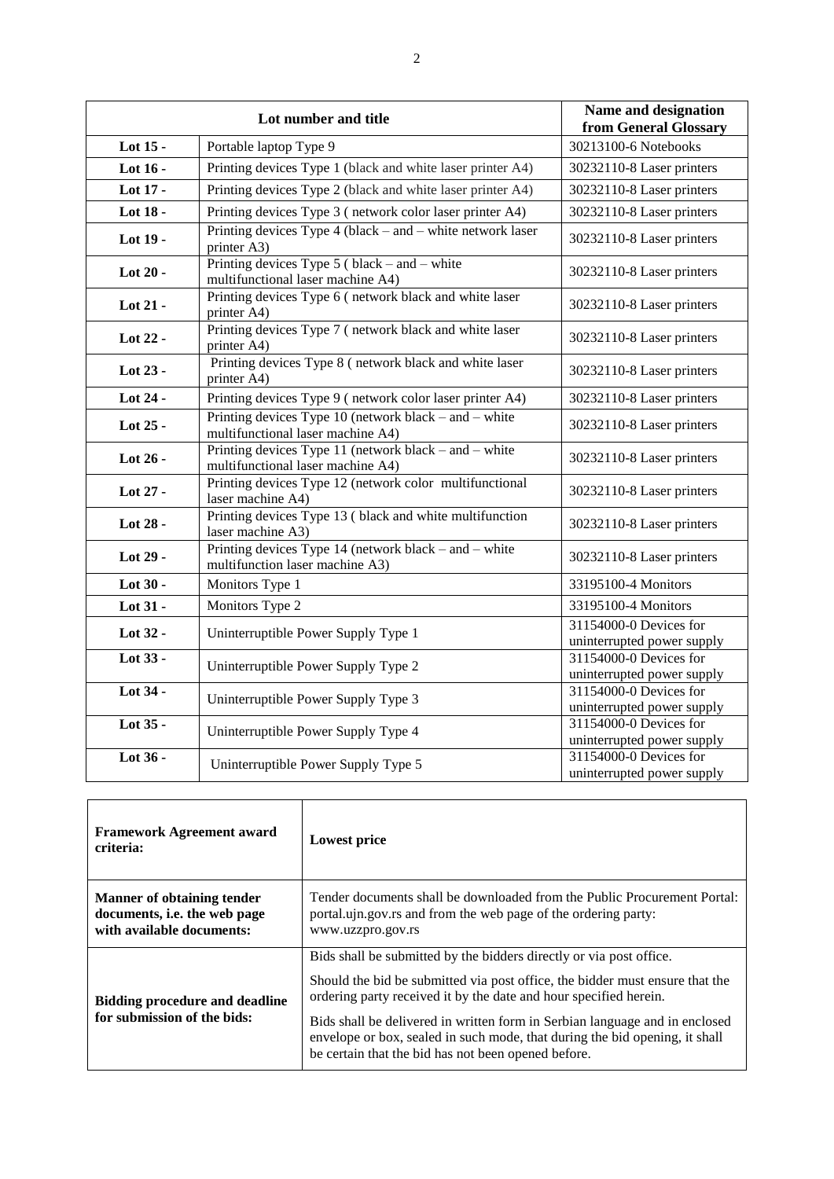| Lot number and title | | Name and designation from General Glossary |
|---|---|---|
| **Lot 15 -** | Portable laptop Type 9 | 30213100-6 Notebooks |
| **Lot 16 -** | Printing devices Type 1 (black and white laser printer A4) | 30232110-8 Laser printers |
| **Lot 17 -** | Printing devices Type 2 (black and white laser printer A4) | 30232110-8 Laser printers |
| **Lot 18 -** | Printing devices Type 3 ( network color laser printer A4) | 30232110-8 Laser printers |
| **Lot 19 -** | Printing devices Type 4 (black – and – white network laser printer A3) | 30232110-8 Laser printers |
| **Lot 20 -** | Printing devices Type 5 ( black – and – white multifunctional laser machine A4) | 30232110-8 Laser printers |
| **Lot 21 -** | Printing devices Type 6 ( network black and white laser printer A4) | 30232110-8 Laser printers |
| **Lot 22 -** | Printing devices Type 7 ( network black and white laser printer A4) | 30232110-8 Laser printers |
| **Lot 23 -** | Printing devices Type 8 ( network black and white laser printer A4) | 30232110-8 Laser printers |
| **Lot 24 -** | Printing devices Type 9 ( network color laser printer A4) | 30232110-8 Laser printers |
| **Lot 25 -** | Printing devices Type 10 (network black – and – white multifunctional laser machine A4) | 30232110-8 Laser printers |
| **Lot 26 -** | Printing devices Type 11 (network black – and – white multifunctional laser machine A4) | 30232110-8 Laser printers |
| **Lot 27 -** | Printing devices Type 12 (network color multifunctional laser machine A4) | 30232110-8 Laser printers |
| **Lot 28 -** | Printing devices Type 13 ( black and white multifunction laser machine A3) | 30232110-8 Laser printers |
| **Lot 29 -** | Printing devices Type 14 (network black – and – white multifunction laser machine A3) | 30232110-8 Laser printers |
| **Lot 30 -** | Monitors Type 1 | 33195100-4 Monitors |
| **Lot 31 -** | Monitors Type 2 | 33195100-4 Monitors |
| **Lot 32 -** | Uninterruptible Power Supply Type 1 | 31154000-0 Devices for uninterrupted power supply |
| **Lot 33 -** | Uninterruptible Power Supply Type 2 | 31154000-0 Devices for uninterrupted power supply |
| **Lot 34 -** | Uninterruptible Power Supply Type 3 | 31154000-0 Devices for uninterrupted power supply |
| **Lot 35 -** | Uninterruptible Power Supply Type 4 | 31154000-0 Devices for uninterrupted power supply |
| **Lot 36 -** | Uninterruptible Power Supply Type 5 | 31154000-0 Devices for uninterrupted power supply |

| | |
|---|---|
| **Framework Agreement award criteria:** | **Lowest price** |
| **Manner of obtaining tender documents, i.e. the web page with available documents:** | Tender documents shall be downloaded from the Public Procurement Portal: portal.ujn.gov.rs and from the web page of the ordering party: www.uzzpro.gov.rs |
| **Bidding procedure and deadline for submission of the bids:** | Bids shall be submitted by the bidders directly or via post office.<br><br>Should the bid be submitted via post office, the bidder must ensure that the ordering party received it by the date and hour specified herein.<br><br>Bids shall be delivered in written form in Serbian language and in enclosed envelope or box, sealed in such mode, that during the bid opening, it shall be certain that the bid has not been opened before. |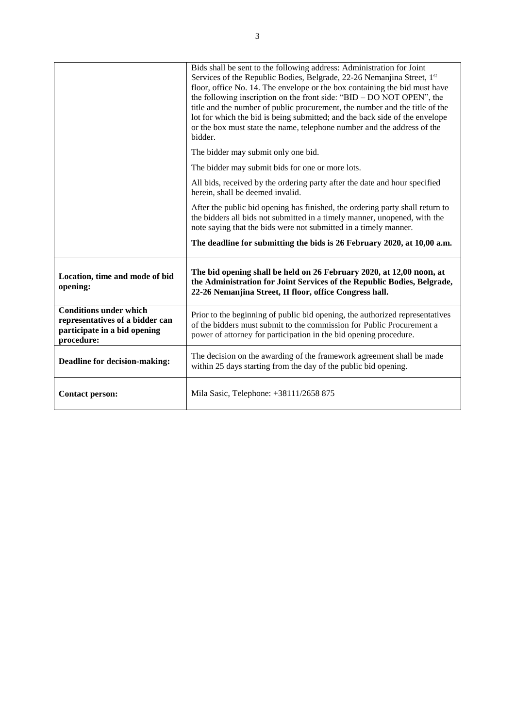| | |
|---|---|
| | Bids shall be sent to the following address: Administration for Joint Services of the Republic Bodies, Belgrade, 22-26 Nemanjina Street, 1st floor, office No. 14. The envelope or the box containing the bid must have the following inscription on the front side: "BID – DO NOT OPEN", the title and the number of public procurement, the number and the title of the lot for which the bid is being submitted; and the back side of the envelope or the box must state the name, telephone number and the address of the bidder.<br><br>The bidder may submit only one bid.<br><br>The bidder may submit bids for one or more lots.<br><br>All bids, received by the ordering party after the date and hour specified herein, shall be deemed invalid.<br><br>After the public bid opening has finished, the ordering party shall return to the bidders all bids not submitted in a timely manner, unopened, with the note saying that the bids were not submitted in a timely manner.<br><br>**The deadline for submitting the bids is 26 February 2020, at 10,00 a.m.** |
| **Location, time and mode of bid opening:** | **The bid opening shall be held on 26 February 2020, at 12,00 noon, at the Administration for Joint Services of the Republic Bodies, Belgrade, 22-26 Nemanjina Street, II floor, office Congress hall.** |
| **Conditions under which representatives of a bidder can participate in a bid opening procedure:** | Prior to the beginning of public bid opening, the authorized representatives of the bidders must submit to the commission for Public Procurement a power of attorney for participation in the bid opening procedure. |
| **Deadline for decision-making:** | The decision on the awarding of the framework agreement shall be made within 25 days starting from the day of the public bid opening. |
| **Contact person:** | Mila Sasic, Telephone: +38111/2658 875 |